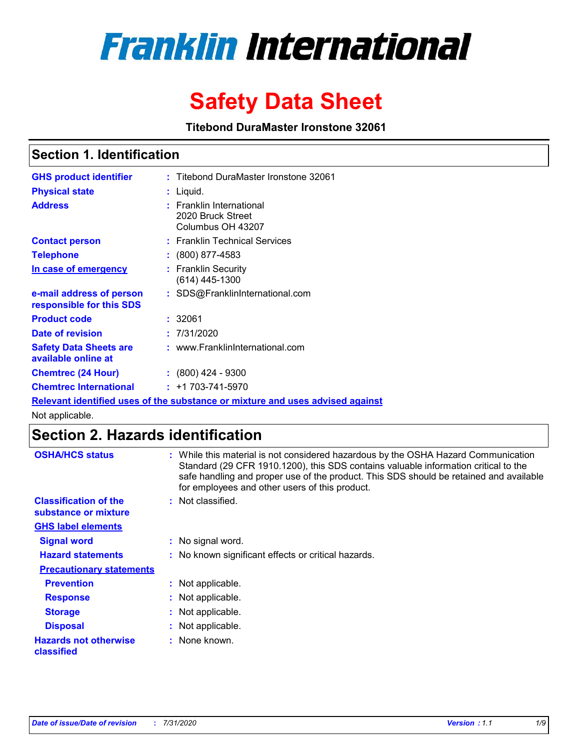# Franklin International

# Safety Data Sheet

**Titebond DuraMaster Ironstone 32061**

## Section 1. Identification

| | |
|---|---|
| **GHS product identifier** | : Titebond DuraMaster Ironstone 32061 |
| **Physical state** | : Liquid. |
| **Address** | : Franklin International<br>2020 Bruck Street<br>Columbus OH 43207 |
| **Contact person** | : Franklin Technical Services |
| **Telephone** | : (800) 877-4583 |
| **In case of emergency** | : Franklin Security<br>(614) 445-1300 |
| **e-mail address of person responsible for this SDS** | : SDS@FranklinInternational.com |
| **Product code** | : 32061 |
| **Date of revision** | : 7/31/2020 |
| **Safety Data Sheets are available online at** | : www.FranklinInternational.com |
| **Chemtrec (24 Hour)** | : (800) 424 - 9300 |
| **Chemtrec International** | : +1 703-741-5970 |

**Relevant identified uses of the substance or mixture and uses advised against**

Not applicable.

## Section 2. Hazards identification

| | |
|---|---|
| **OSHA/HCS status** | : While this material is not considered hazardous by the OSHA Hazard Communication Standard (29 CFR 1910.1200), this SDS contains valuable information critical to the safe handling and proper use of the product. This SDS should be retained and available for employees and other users of this product. |
| **Classification of the substance or mixture** | : Not classified. |

**GHS label elements**

| | |
|---|---|
| **Signal word** | : No signal word. |
| **Hazard statements** | : No known significant effects or critical hazards. |

**Precautionary statements**

| | |
|---|---|
| **Prevention** | : Not applicable. |
| **Response** | : Not applicable. |
| **Storage** | : Not applicable. |
| **Disposal** | : Not applicable. |
| **Hazards not otherwise classified** | : None known. |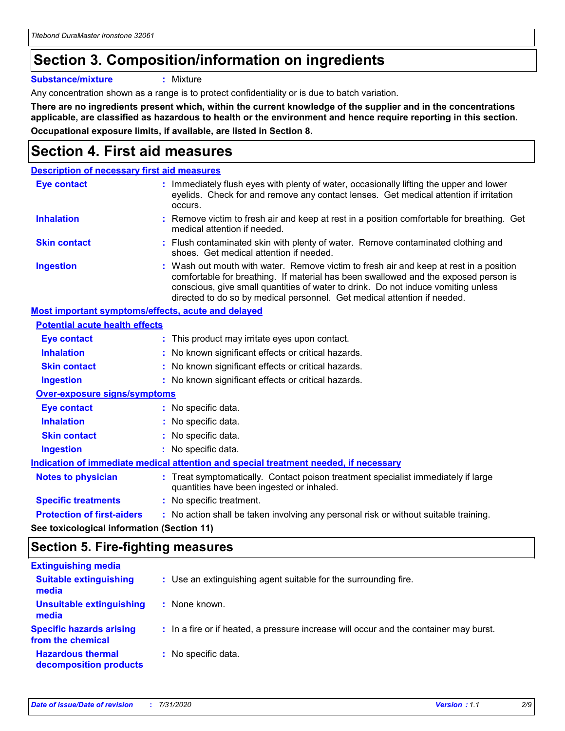## Section 3. Composition/information on ingredients

**Substance/mixture** : Mixture

Any concentration shown as a range is to protect confidentiality or is due to batch variation.

**There are no ingredients present which, within the current knowledge of the supplier and in the concentrations applicable, are classified as hazardous to health or the environment and hence require reporting in this section.**

**Occupational exposure limits, if available, are listed in Section 8.**

## Section 4. First aid measures

### Description of necessary first aid measures

**Eye contact** : Immediately flush eyes with plenty of water, occasionally lifting the upper and lower eyelids. Check for and remove any contact lenses. Get medical attention if irritation occurs.

**Inhalation** : Remove victim to fresh air and keep at rest in a position comfortable for breathing. Get medical attention if needed.

**Skin contact** : Flush contaminated skin with plenty of water. Remove contaminated clothing and shoes. Get medical attention if needed.

**Ingestion** : Wash out mouth with water. Remove victim to fresh air and keep at rest in a position comfortable for breathing. If material has been swallowed and the exposed person is conscious, give small quantities of water to drink. Do not induce vomiting unless directed to do so by medical personnel. Get medical attention if needed.

### Most important symptoms/effects, acute and delayed

#### Potential acute health effects

**Eye contact** : This product may irritate eyes upon contact.

**Inhalation** : No known significant effects or critical hazards.

**Skin contact** : No known significant effects or critical hazards.

**Ingestion** : No known significant effects or critical hazards.

#### Over-exposure signs/symptoms

**Eye contact** : No specific data.

**Inhalation** : No specific data.

**Skin contact** : No specific data.

**Ingestion** : No specific data.

### Indication of immediate medical attention and special treatment needed, if necessary

**Notes to physician** : Treat symptomatically. Contact poison treatment specialist immediately if large quantities have been ingested or inhaled.

**Specific treatments** : No specific treatment.

**Protection of first-aiders** : No action shall be taken involving any personal risk or without suitable training.

**See toxicological information (Section 11)**

## Section 5. Fire-fighting measures

### Extinguishing media

**Suitable extinguishing media** : Use an extinguishing agent suitable for the surrounding fire.

**Unsuitable extinguishing media** : None known.

**Specific hazards arising from the chemical** : In a fire or if heated, a pressure increase will occur and the container may burst.

**Hazardous thermal decomposition products** : No specific data.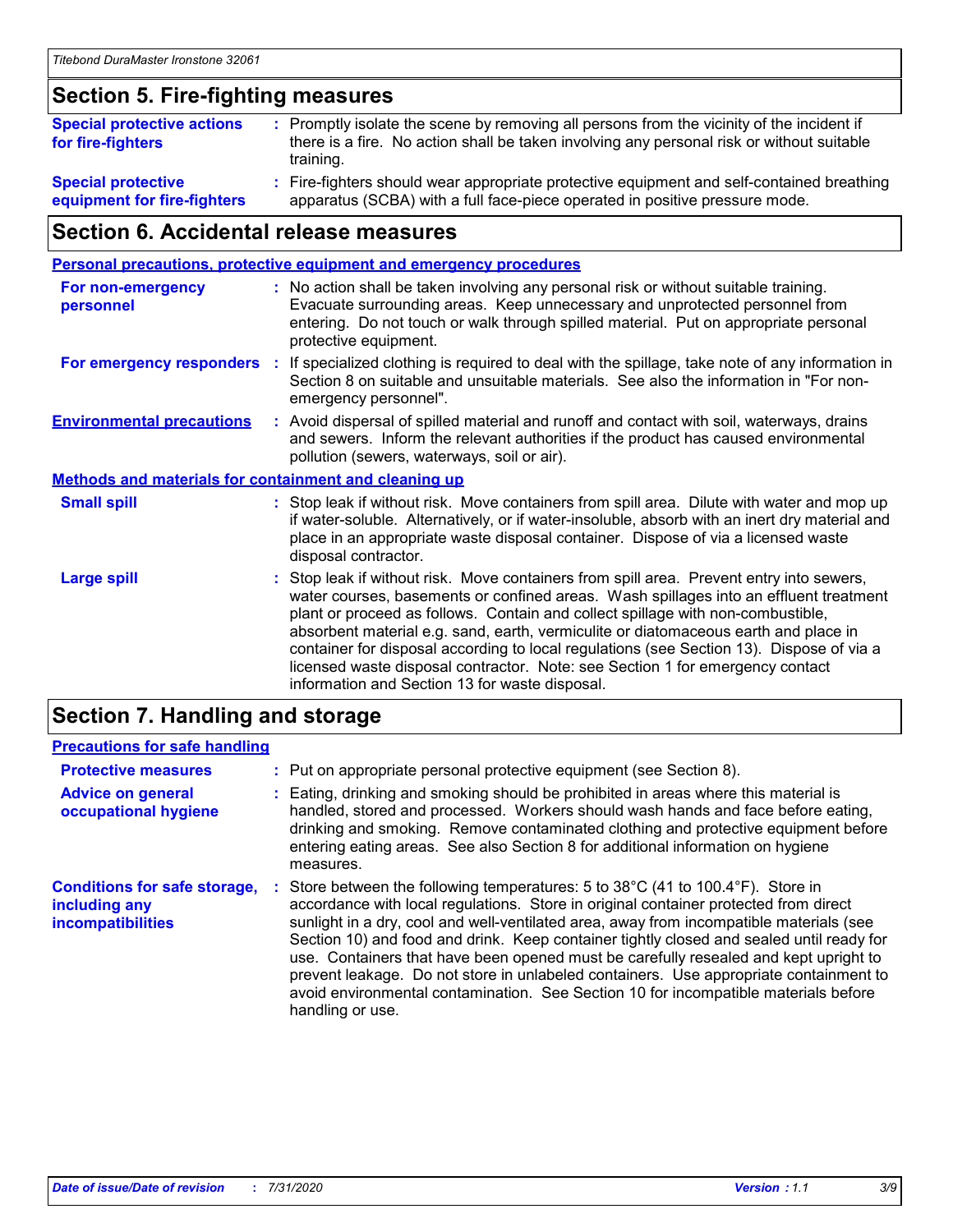## Section 5. Fire-fighting measures

**Special protective actions for fire-fighters** : Promptly isolate the scene by removing all persons from the vicinity of the incident if there is a fire. No action shall be taken involving any personal risk or without suitable training.

**Special protective equipment for fire-fighters** : Fire-fighters should wear appropriate protective equipment and self-contained breathing apparatus (SCBA) with a full face-piece operated in positive pressure mode.

## Section 6. Accidental release measures

### Personal precautions, protective equipment and emergency procedures

**For non-emergency personnel** : No action shall be taken involving any personal risk or without suitable training. Evacuate surrounding areas. Keep unnecessary and unprotected personnel from entering. Do not touch or walk through spilled material. Put on appropriate personal protective equipment.

**For emergency responders** : If specialized clothing is required to deal with the spillage, take note of any information in Section 8 on suitable and unsuitable materials. See also the information in "For non-emergency personnel".

**Environmental precautions** : Avoid dispersal of spilled material and runoff and contact with soil, waterways, drains and sewers. Inform the relevant authorities if the product has caused environmental pollution (sewers, waterways, soil or air).

### Methods and materials for containment and cleaning up

**Small spill** : Stop leak if without risk. Move containers from spill area. Dilute with water and mop up if water-soluble. Alternatively, or if water-insoluble, absorb with an inert dry material and place in an appropriate waste disposal container. Dispose of via a licensed waste disposal contractor.

**Large spill** : Stop leak if without risk. Move containers from spill area. Prevent entry into sewers, water courses, basements or confined areas. Wash spillages into an effluent treatment plant or proceed as follows. Contain and collect spillage with non-combustible, absorbent material e.g. sand, earth, vermiculite or diatomaceous earth and place in container for disposal according to local regulations (see Section 13). Dispose of via a licensed waste disposal contractor. Note: see Section 1 for emergency contact information and Section 13 for waste disposal.

## Section 7. Handling and storage

### Precautions for safe handling

**Protective measures** : Put on appropriate personal protective equipment (see Section 8).

**Advice on general occupational hygiene** : Eating, drinking and smoking should be prohibited in areas where this material is handled, stored and processed. Workers should wash hands and face before eating, drinking and smoking. Remove contaminated clothing and protective equipment before entering eating areas. See also Section 8 for additional information on hygiene measures.

**Conditions for safe storage, including any incompatibilities** : Store between the following temperatures: 5 to 38°C (41 to 100.4°F). Store in accordance with local regulations. Store in original container protected from direct sunlight in a dry, cool and well-ventilated area, away from incompatible materials (see Section 10) and food and drink. Keep container tightly closed and sealed until ready for use. Containers that have been opened must be carefully resealed and kept upright to prevent leakage. Do not store in unlabeled containers. Use appropriate containment to avoid environmental contamination. See Section 10 for incompatible materials before handling or use.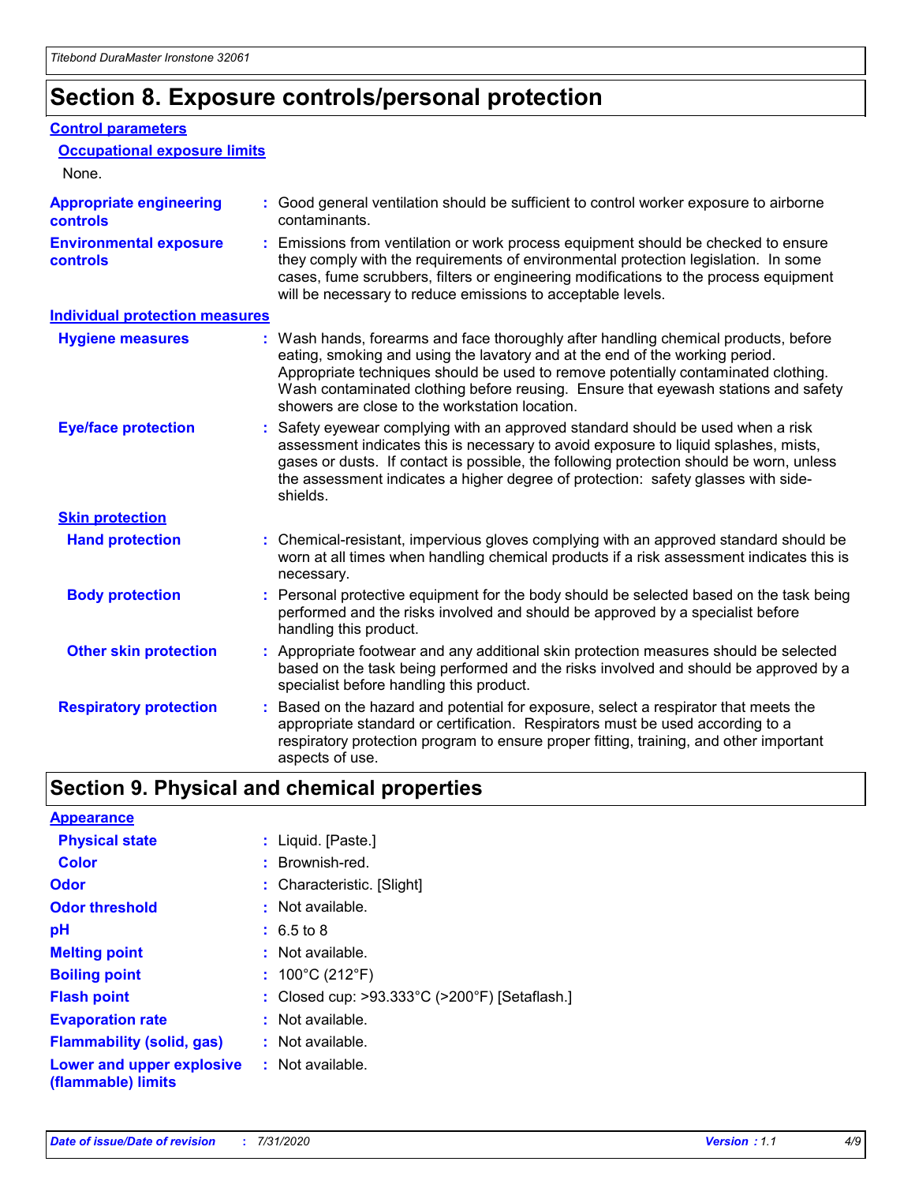## Section 8. Exposure controls/personal protection

### Control parameters

#### Occupational exposure limits

None.

**Appropriate engineering controls** : Good general ventilation should be sufficient to control worker exposure to airborne contaminants.

**Environmental exposure controls** : Emissions from ventilation or work process equipment should be checked to ensure they comply with the requirements of environmental protection legislation. In some cases, fume scrubbers, filters or engineering modifications to the process equipment will be necessary to reduce emissions to acceptable levels.

### Individual protection measures

**Hygiene measures** : Wash hands, forearms and face thoroughly after handling chemical products, before eating, smoking and using the lavatory and at the end of the working period. Appropriate techniques should be used to remove potentially contaminated clothing. Wash contaminated clothing before reusing. Ensure that eyewash stations and safety showers are close to the workstation location.

**Eye/face protection** : Safety eyewear complying with an approved standard should be used when a risk assessment indicates this is necessary to avoid exposure to liquid splashes, mists, gases or dusts. If contact is possible, the following protection should be worn, unless the assessment indicates a higher degree of protection: safety glasses with side-shields.

#### Skin protection

**Hand protection** : Chemical-resistant, impervious gloves complying with an approved standard should be worn at all times when handling chemical products if a risk assessment indicates this is necessary.

**Body protection** : Personal protective equipment for the body should be selected based on the task being performed and the risks involved and should be approved by a specialist before handling this product.

**Other skin protection** : Appropriate footwear and any additional skin protection measures should be selected based on the task being performed and the risks involved and should be approved by a specialist before handling this product.

**Respiratory protection** : Based on the hazard and potential for exposure, select a respirator that meets the appropriate standard or certification. Respirators must be used according to a respiratory protection program to ensure proper fitting, training, and other important aspects of use.

## Section 9. Physical and chemical properties

### Appearance

**Physical state** : Liquid. [Paste.]

**Color** : Brownish-red.

**Odor** : Characteristic. [Slight]

**Odor threshold** : Not available.

**pH** : 6.5 to 8

**Melting point** : Not available.

**Boiling point** : 100°C (212°F)

**Flash point** : Closed cup: >93.333°C (>200°F) [Setaflash.]

**Evaporation rate** : Not available.

**Flammability (solid, gas)** : Not available.

**Lower and upper explosive (flammable) limits** : Not available.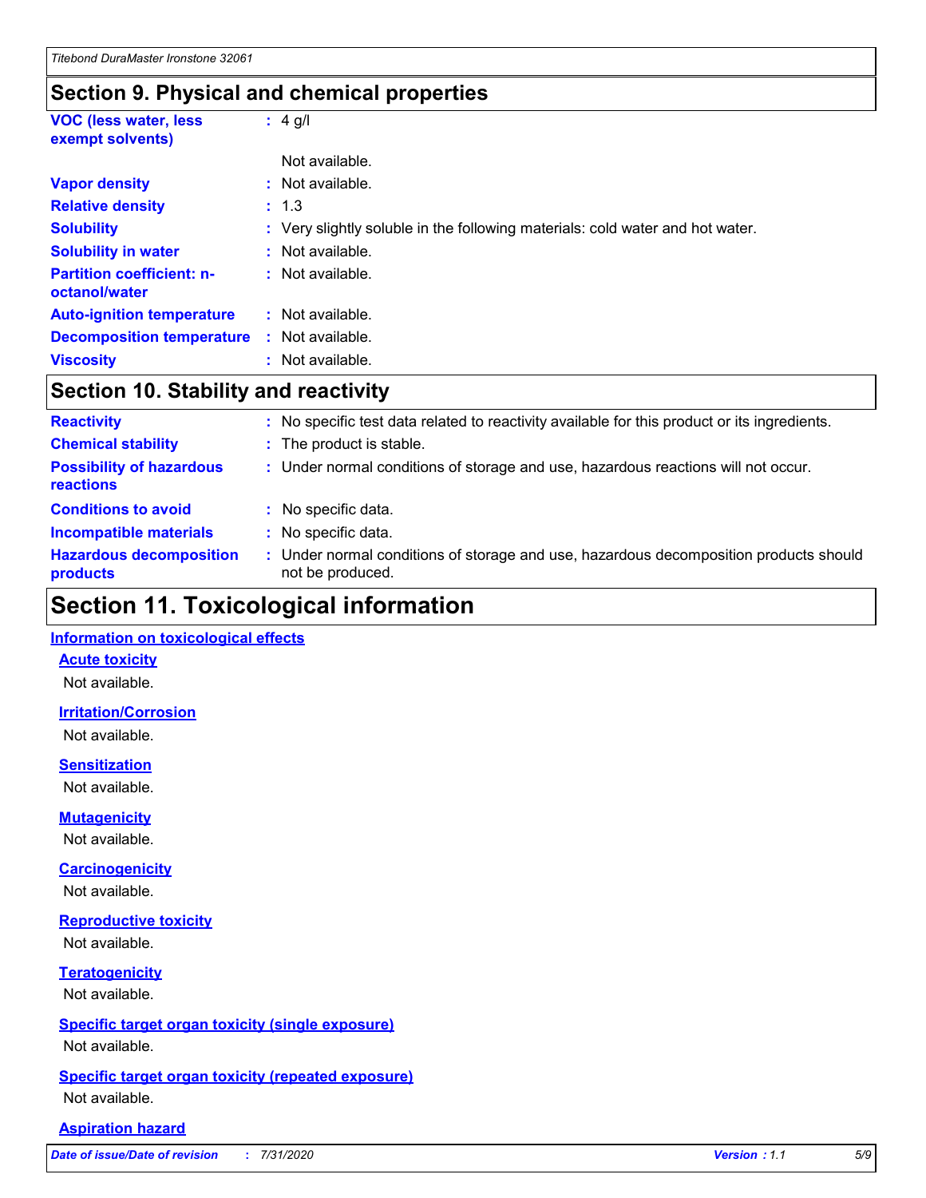## Section 9. Physical and chemical properties

| | | |
|---|---|---|
| **VOC (less water, less exempt solvents)** | : | 4 g/l |
| | | Not available. |
| **Vapor density** | : | Not available. |
| **Relative density** | : | 1.3 |
| **Solubility** | : | Very slightly soluble in the following materials: cold water and hot water. |
| **Solubility in water** | : | Not available. |
| **Partition coefficient: n-octanol/water** | : | Not available. |
| **Auto-ignition temperature** | : | Not available. |
| **Decomposition temperature** | : | Not available. |
| **Viscosity** | : | Not available. |

## Section 10. Stability and reactivity

| | | |
|---|---|---|
| **Reactivity** | : | No specific test data related to reactivity available for this product or its ingredients. |
| **Chemical stability** | : | The product is stable. |
| **Possibility of hazardous reactions** | : | Under normal conditions of storage and use, hazardous reactions will not occur. |
| **Conditions to avoid** | : | No specific data. |
| **Incompatible materials** | : | No specific data. |
| **Hazardous decomposition products** | : | Under normal conditions of storage and use, hazardous decomposition products should not be produced. |

## Section 11. Toxicological information

### Information on toxicological effects

#### Acute toxicity

Not available.

#### Irritation/Corrosion

Not available.

#### Sensitization

Not available.

#### Mutagenicity

Not available.

#### Carcinogenicity

Not available.

#### Reproductive toxicity

Not available.

#### Teratogenicity

Not available.

#### Specific target organ toxicity (single exposure)

Not available.

#### Specific target organ toxicity (repeated exposure)

Not available.

#### Aspiration hazard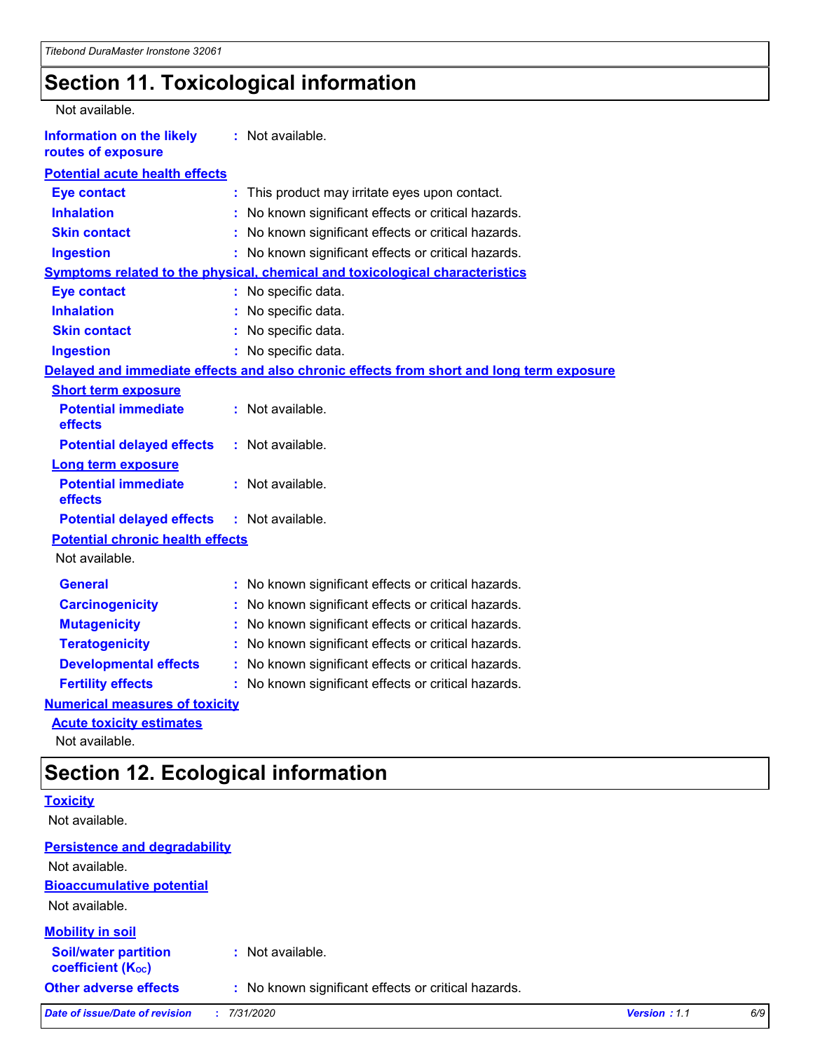## Section 11. Toxicological information

Not available.

**Information on the likely routes of exposure** : Not available.

**Potential acute health effects**

| | |
|---|---|
| **Eye contact** | : This product may irritate eyes upon contact. |
| **Inhalation** | : No known significant effects or critical hazards. |
| **Skin contact** | : No known significant effects or critical hazards. |
| **Ingestion** | : No known significant effects or critical hazards. |

**Symptoms related to the physical, chemical and toxicological characteristics**

| | |
|---|---|
| **Eye contact** | : No specific data. |
| **Inhalation** | : No specific data. |
| **Skin contact** | : No specific data. |
| **Ingestion** | : No specific data. |

**Delayed and immediate effects and also chronic effects from short and long term exposure**

**Short term exposure**

| | |
|---|---|
| **Potential immediate effects** | : Not available. |
| **Potential delayed effects** | : Not available. |

**Long term exposure**

| | |
|---|---|
| **Potential immediate effects** | : Not available. |
| **Potential delayed effects** | : Not available. |

**Potential chronic health effects**

Not available.

| | |
|---|---|
| **General** | : No known significant effects or critical hazards. |
| **Carcinogenicity** | : No known significant effects or critical hazards. |
| **Mutagenicity** | : No known significant effects or critical hazards. |
| **Teratogenicity** | : No known significant effects or critical hazards. |
| **Developmental effects** | : No known significant effects or critical hazards. |
| **Fertility effects** | : No known significant effects or critical hazards. |

**Numerical measures of toxicity**

**Acute toxicity estimates**

Not available.

## Section 12. Ecological information

**Toxicity**

Not available.

**Persistence and degradability**

Not available.

**Bioaccumulative potential**

Not available.

**Mobility in soil**

| | |
|---|---|
| **Soil/water partition coefficient ($K_{OC}$)** | : Not available. |
| **Other adverse effects** | : No known significant effects or critical hazards. |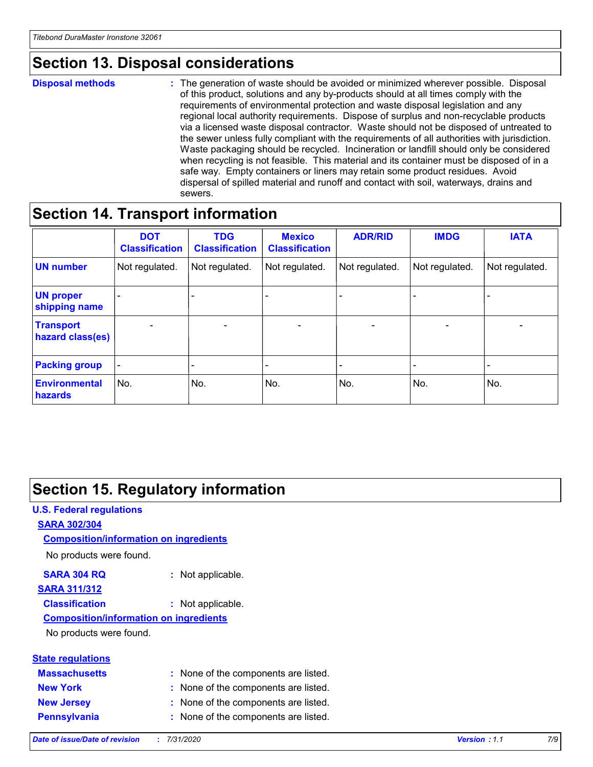## Section 13. Disposal considerations

**Disposal methods** : The generation of waste should be avoided or minimized wherever possible. Disposal of this product, solutions and any by-products should at all times comply with the requirements of environmental protection and waste disposal legislation and any regional local authority requirements. Dispose of surplus and non-recyclable products via a licensed waste disposal contractor. Waste should not be disposed of untreated to the sewer unless fully compliant with the requirements of all authorities with jurisdiction. Waste packaging should be recycled. Incineration or landfill should only be considered when recycling is not feasible. This material and its container must be disposed of in a safe way. Empty containers or liners may retain some product residues. Avoid dispersal of spilled material and runoff and contact with soil, waterways, drains and sewers.

## Section 14. Transport information

| | DOT Classification | TDG Classification | Mexico Classification | ADR/RID | IMDG | IATA |
|---|---|---|---|---|---|---|
| **UN number** | Not regulated. | Not regulated. | Not regulated. | Not regulated. | Not regulated. | Not regulated. |
| **UN proper shipping name** | - | - | - | - | - | - |
| **Transport hazard class(es)** | - | - | - | - | - | - |
| **Packing group** | - | - | - | - | - | - |
| **Environmental hazards** | No. | No. | No. | No. | No. | No. |

## Section 15. Regulatory information

**U.S. Federal regulations**

**SARA 302/304**

**Composition/information on ingredients**

No products were found.

**SARA 304 RQ** : Not applicable.

**SARA 311/312**

**Classification** : Not applicable.

**Composition/information on ingredients**

No products were found.

**State regulations**

**Massachusetts** : None of the components are listed.

**New York** : None of the components are listed.

**New Jersey** : None of the components are listed.

**Pennsylvania** : None of the components are listed.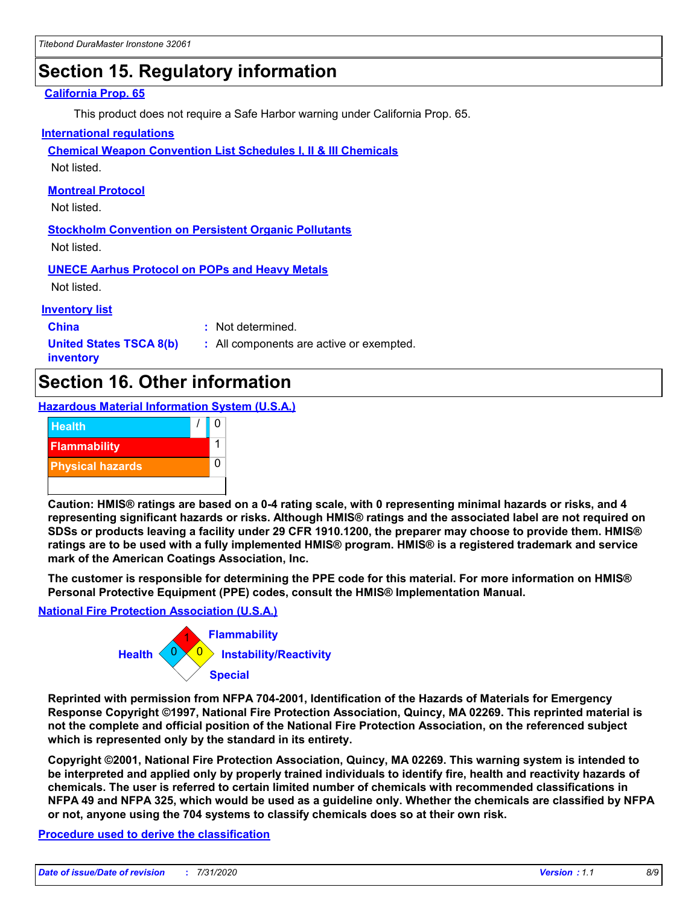# Section 15. Regulatory information

**California Prop. 65**

This product does not require a Safe Harbor warning under California Prop. 65.

**International regulations**

**Chemical Weapon Convention List Schedules I, II & III Chemicals**

Not listed.

**Montreal Protocol**

Not listed.

**Stockholm Convention on Persistent Organic Pollutants**

Not listed.

**UNECE Aarhus Protocol on POPs and Heavy Metals**

Not listed.

**Inventory list**

**China** : Not determined.

**United States TSCA 8(b) inventory** : All components are active or exempted.

# Section 16. Other information

**Hazardous Material Information System (U.S.A.)**

| | | |
|---|---|---|
| Health | / | 0 |
| Flammability | | 1 |
| Physical hazards | | 0 |
| | | |

**Caution: HMIS® ratings are based on a 0-4 rating scale, with 0 representing minimal hazards or risks, and 4 representing significant hazards or risks. Although HMIS® ratings and the associated label are not required on SDSs or products leaving a facility under 29 CFR 1910.1200, the preparer may choose to provide them. HMIS® ratings are to be used with a fully implemented HMIS® program. HMIS® is a registered trademark and service mark of the American Coatings Association, Inc.**

**The customer is responsible for determining the PPE code for this material. For more information on HMIS® Personal Protective Equipment (PPE) codes, consult the HMIS® Implementation Manual.**

**National Fire Protection Association (U.S.A.)**

- Health: 0
- Flammability: 1
- Instability/Reactivity: 0
- Special:

**Reprinted with permission from NFPA 704-2001, Identification of the Hazards of Materials for Emergency Response Copyright ©1997, National Fire Protection Association, Quincy, MA 02269. This reprinted material is not the complete and official position of the National Fire Protection Association, on the referenced subject which is represented only by the standard in its entirety.**

**Copyright ©2001, National Fire Protection Association, Quincy, MA 02269. This warning system is intended to be interpreted and applied only by properly trained individuals to identify fire, health and reactivity hazards of chemicals. The user is referred to certain limited number of chemicals with recommended classifications in NFPA 49 and NFPA 325, which would be used as a guideline only. Whether the chemicals are classified by NFPA or not, anyone using the 704 systems to classify chemicals does so at their own risk.**

**Procedure used to derive the classification**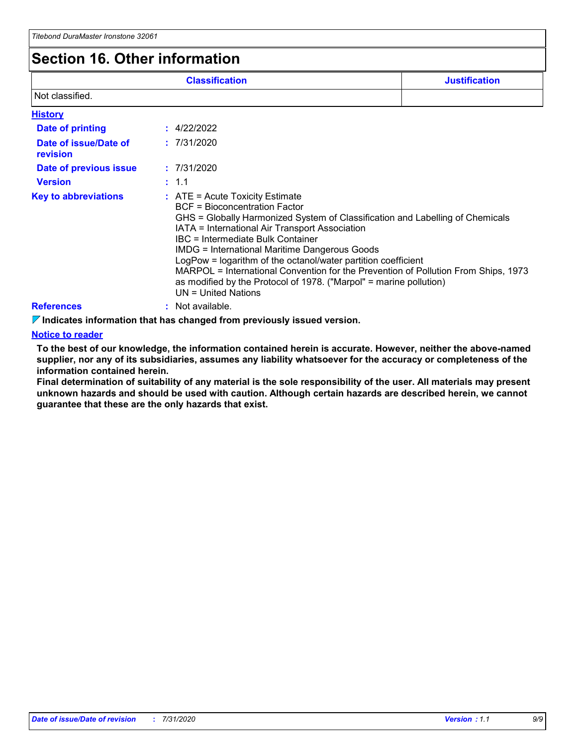# Section 16. Other information

| Classification | Justification |
| --- | --- |
| Not classified. | |

**History**

**Date of printing** : 4/22/2022

**Date of issue/Date of revision** : 7/31/2020

**Date of previous issue** : 7/31/2020

**Version** : 1.1

**Key to abbreviations** : ATE = Acute Toxicity Estimate
BCF = Bioconcentration Factor
GHS = Globally Harmonized System of Classification and Labelling of Chemicals
IATA = International Air Transport Association
IBC = Intermediate Bulk Container
IMDG = International Maritime Dangerous Goods
LogPow = logarithm of the octanol/water partition coefficient
MARPOL = International Convention for the Prevention of Pollution From Ships, 1973 as modified by the Protocol of 1978. ("Marpol" = marine pollution)
UN = United Nations

**References** : Not available.

**Indicates information that has changed from previously issued version.**

**Notice to reader**

**To the best of our knowledge, the information contained herein is accurate. However, neither the above-named supplier, nor any of its subsidiaries, assumes any liability whatsoever for the accuracy or completeness of the information contained herein.**

**Final determination of suitability of any material is the sole responsibility of the user. All materials may present unknown hazards and should be used with caution. Although certain hazards are described herein, we cannot guarantee that these are the only hazards that exist.**